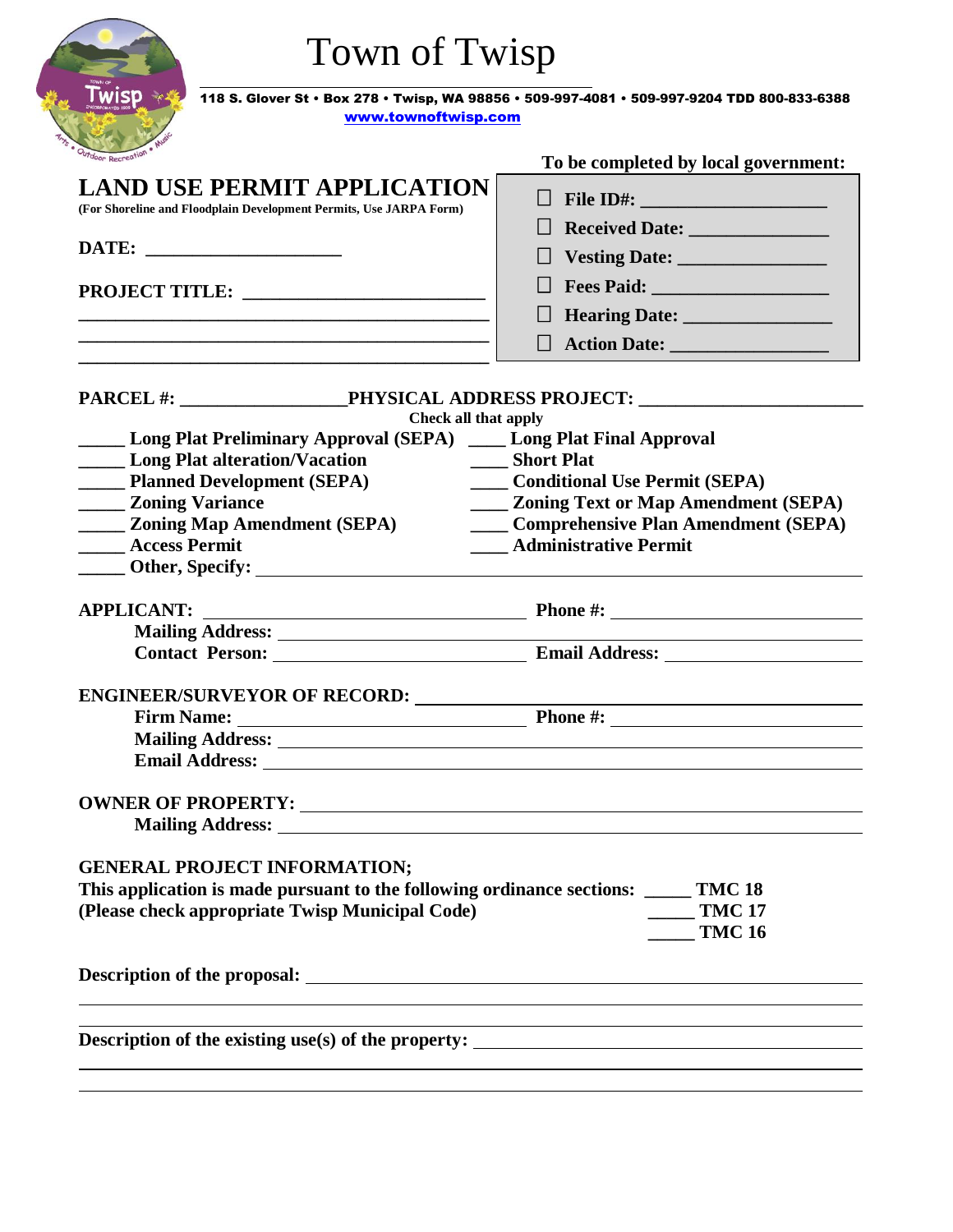# Town of Twisp

118 S. Glover St • Box 278 • Twisp, WA 98856 • 509-997-4081 • 509-997-9204 TDD 800-833-6388
www.townoftwisp.com

**To be completed by local government:**

- ☐ **File ID#:** ____________________
- ☐ **Received Date:** ______________
- ☐ **Vesting Date:** _______________
- ☐ **Fees Paid:** __________________
- ☐ **Hearing Date:** _______________
- ☐ **Action Date:** ________________

## LAND USE PERMIT APPLICATION

**(For Shoreline and Floodplain Development Permits, Use JARPA Form)**

**DATE:** ______________________

**PROJECT TITLE:** __________________________
_____________________________________________
_____________________________________________
_____________________________________________

**PARCEL #:** __________________ **PHYSICAL ADDRESS PROJECT:** ________________________

Check all that apply

- _____ **Long Plat Preliminary Approval (SEPA)**
- ____ **Long Plat Final Approval**
- _____ **Long Plat alteration/Vacation**
- ____ **Short Plat**
- _____ **Planned Development (SEPA)**
- ____ **Conditional Use Permit (SEPA)**
- _____ **Zoning Variance**
- ____ **Zoning Text or Map Amendment (SEPA)**
- _____ **Zoning Map Amendment (SEPA)**
- ____ **Comprehensive Plan Amendment (SEPA)**
- _____ **Access Permit**
- ____ **Administrative Permit**
- _____ **Other, Specify:** ______________________________________________

**APPLICANT:** ________________________________ **Phone #:** ________________________
**Mailing Address:** ______________________________________________________________
**Contact Person:** ___________________________ **Email Address:** ____________________

**ENGINEER/SURVEYOR OF RECORD:** ________________________________________________
**Firm Name:** ________________________________ **Phone #:** ________________________
**Mailing Address:** ______________________________________________________________
**Email Address:** ________________________________________________________________

**OWNER OF PROPERTY:** _________________________________________________________
**Mailing Address:** ______________________________________________________________

**GENERAL PROJECT INFORMATION;**

**This application is made pursuant to the following ordinance sections:** _____ **TMC 18**
**(Please check appropriate Twisp Municipal Code)** _____ **TMC 17**
_____ **TMC 16**

**Description of the proposal:** ____________________________________________________
_____________________________________________________________________________
_____________________________________________________________________________

**Description of the existing use(s) of the property:** _______________________________
_____________________________________________________________________________
_____________________________________________________________________________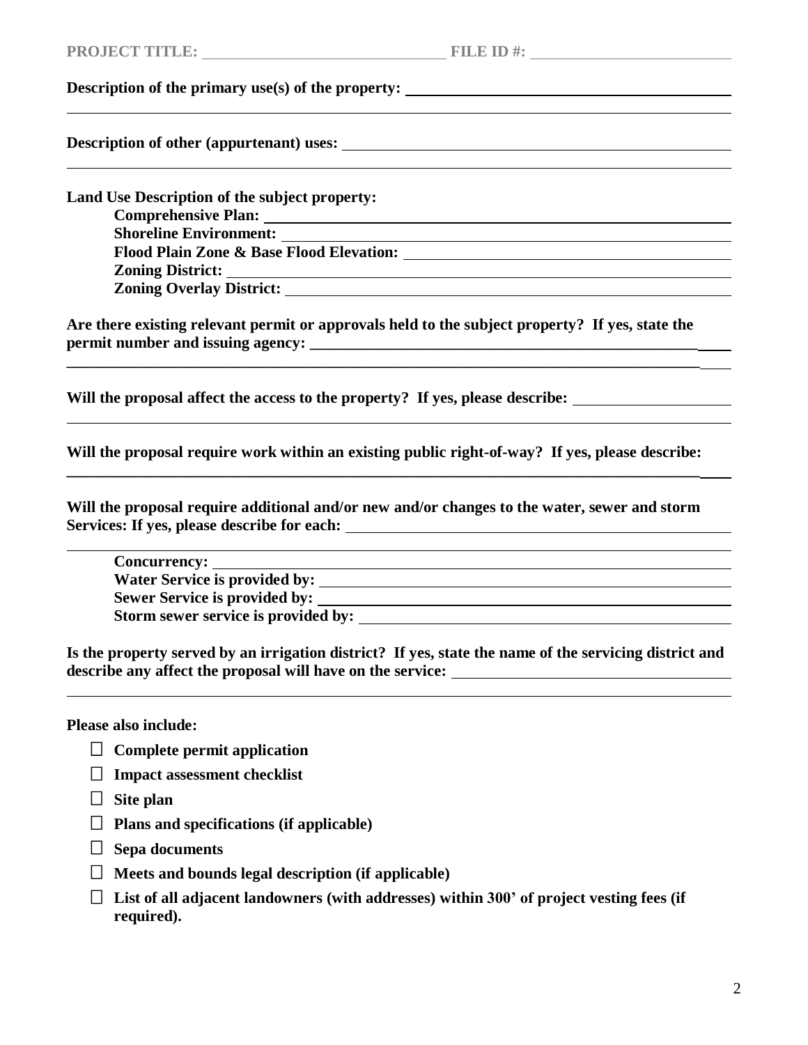**PROJECT TITLE:** \_\_\_\_\_\_\_\_\_\_\_\_\_\_\_\_\_\_\_\_\_\_\_\_\_\_\_\_\_\_ **FILE ID #:** \_\_\_\_\_\_\_\_\_\_\_\_\_\_\_\_\_\_\_\_\_\_\_\_

**Description of the primary use(s) of the property:** \_\_\_\_\_\_\_\_\_\_\_\_\_\_\_\_\_\_\_\_\_\_\_\_\_\_\_\_\_\_\_\_\_\_\_\_\_\_\_\_

**Description of other (appurtenant) uses:** \_\_\_\_\_\_\_\_\_\_\_\_\_\_\_\_\_\_\_\_\_\_\_\_\_\_\_\_\_\_\_\_\_\_\_\_\_\_\_\_

**Land Use Description of the subject property:**

- **Comprehensive Plan:** \_\_\_\_\_\_\_\_\_\_\_\_\_\_\_\_\_\_\_\_\_\_\_\_\_\_\_\_\_\_
- **Shoreline Environment:** \_\_\_\_\_\_\_\_\_\_\_\_\_\_\_\_\_\_\_\_\_\_\_\_\_\_\_\_\_\_
- **Flood Plain Zone & Base Flood Elevation:** \_\_\_\_\_\_\_\_\_\_\_\_\_\_\_\_\_\_\_\_\_\_\_\_\_\_\_\_\_\_
- **Zoning District:** \_\_\_\_\_\_\_\_\_\_\_\_\_\_\_\_\_\_\_\_\_\_\_\_\_\_\_\_\_\_
- **Zoning Overlay District:** \_\_\_\_\_\_\_\_\_\_\_\_\_\_\_\_\_\_\_\_\_\_\_\_\_\_\_\_\_\_

**Are there existing relevant permit or approvals held to the subject property? If yes, state the permit number and issuing agency:** \_\_\_\_\_\_\_\_\_\_\_\_\_\_\_\_\_\_\_\_\_\_\_\_\_\_\_\_\_\_\_\_\_\_\_\_\_\_\_\_

**Will the proposal affect the access to the property? If yes, please describe:** \_\_\_\_\_\_\_\_\_\_\_\_\_\_\_\_\_\_\_\_

**Will the proposal require work within an existing public right-of-way? If yes, please describe:**
\_\_\_\_\_\_\_\_\_\_\_\_\_\_\_\_\_\_\_\_\_\_\_\_\_\_\_\_\_\_\_\_\_\_\_\_\_\_\_\_

**Will the proposal require additional and/or new and/or changes to the water, sewer and storm Services: If yes, please describe for each:** \_\_\_\_\_\_\_\_\_\_\_\_\_\_\_\_\_\_\_\_\_\_\_\_\_\_\_\_\_\_

- **Concurrency:** \_\_\_\_\_\_\_\_\_\_\_\_\_\_\_\_\_\_\_\_\_\_\_\_\_\_\_\_\_\_
- **Water Service is provided by:** \_\_\_\_\_\_\_\_\_\_\_\_\_\_\_\_\_\_\_\_\_\_\_\_\_\_\_\_\_\_
- **Sewer Service is provided by:** \_\_\_\_\_\_\_\_\_\_\_\_\_\_\_\_\_\_\_\_\_\_\_\_\_\_\_\_\_\_
- **Storm sewer service is provided by:** \_\_\_\_\_\_\_\_\_\_\_\_\_\_\_\_\_\_\_\_\_\_\_\_\_\_\_\_\_\_

**Is the property served by an irrigation district? If yes, state the name of the servicing district and describe any affect the proposal will have on the service:** \_\_\_\_\_\_\_\_\_\_\_\_\_\_\_\_\_\_\_\_\_\_\_\_\_\_\_\_\_\_

**Please also include:**

- ☐ **Complete permit application**
- ☐ **Impact assessment checklist**
- ☐ **Site plan**
- ☐ **Plans and specifications (if applicable)**
- ☐ **Sepa documents**
- ☐ **Meets and bounds legal description (if applicable)**
- ☐ **List of all adjacent landowners (with addresses) within 300' of project vesting fees (if required).**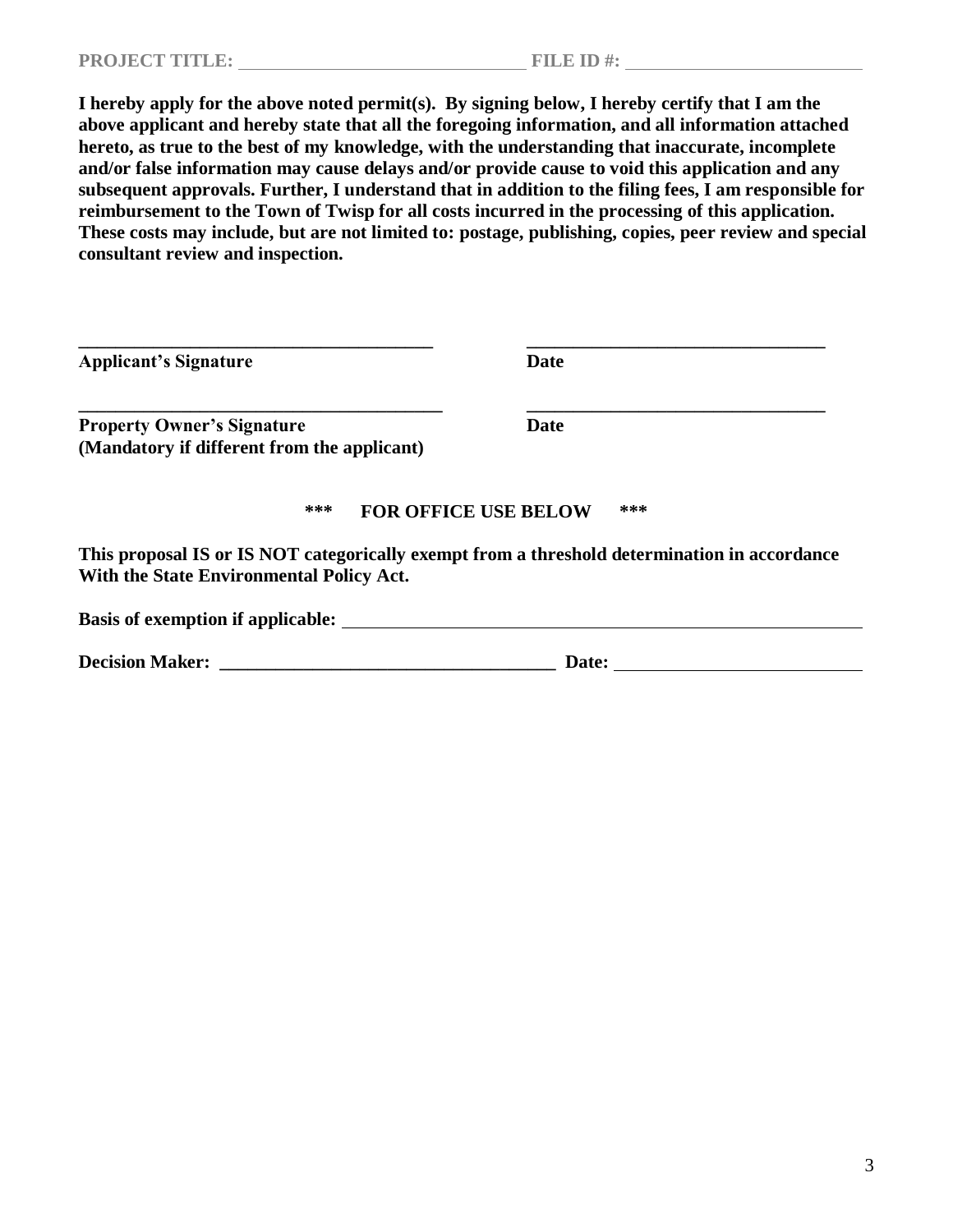**PROJECT TITLE:** \_\_\_\_\_\_\_\_\_\_\_\_\_\_\_\_\_\_\_\_\_\_\_\_\_\_\_\_\_\_\_\_ **FILE ID #:** \_\_\_\_\_\_\_\_\_\_\_\_\_\_\_\_\_\_\_\_\_\_\_\_\_\_

**I hereby apply for the above noted permit(s). By signing below, I hereby certify that I am the above applicant and hereby state that all the foregoing information, and all information attached hereto, as true to the best of my knowledge, with the understanding that inaccurate, incomplete and/or false information may cause delays and/or provide cause to void this application and any subsequent approvals. Further, I understand that in addition to the filing fees, I am responsible for reimbursement to the Town of Twisp for all costs incurred in the processing of this application. These costs may include, but are not limited to: postage, publishing, copies, peer review and special consultant review and inspection.**

\_\_\_\_\_\_\_\_\_\_\_\_\_\_\_\_\_\_\_\_\_\_\_\_\_\_\_\_\_\_\_\_\_\_\_\_\_\_\_\_ \_\_\_\_\_\_\_\_\_\_\_\_\_\_\_\_\_\_\_\_\_\_\_\_\_\_\_\_\_\_\_\_\_\_

**Applicant's Signature** **Date**

\_\_\_\_\_\_\_\_\_\_\_\_\_\_\_\_\_\_\_\_\_\_\_\_\_\_\_\_\_\_\_\_\_\_\_\_\_\_\_\_ \_\_\_\_\_\_\_\_\_\_\_\_\_\_\_\_\_\_\_\_\_\_\_\_\_\_\_\_\_\_\_\_\_\_

**Property Owner's Signature** **Date**
**(Mandatory if different from the applicant)**

**\*\*\* FOR OFFICE USE BELOW \*\*\***

**This proposal IS or IS NOT categorically exempt from a threshold determination in accordance With the State Environmental Policy Act.**

**Basis of exemption if applicable:** \_\_\_\_\_\_\_\_\_\_\_\_\_\_\_\_\_\_\_\_\_\_\_\_\_\_\_\_\_\_\_\_\_\_\_\_\_\_\_\_\_\_\_\_\_\_\_\_\_\_\_\_

**Decision Maker:** \_\_\_\_\_\_\_\_\_\_\_\_\_\_\_\_\_\_\_\_\_\_\_\_\_\_\_\_\_\_\_\_\_\_\_\_\_\_ **Date:** \_\_\_\_\_\_\_\_\_\_\_\_\_\_\_\_\_\_\_\_\_\_\_\_\_\_